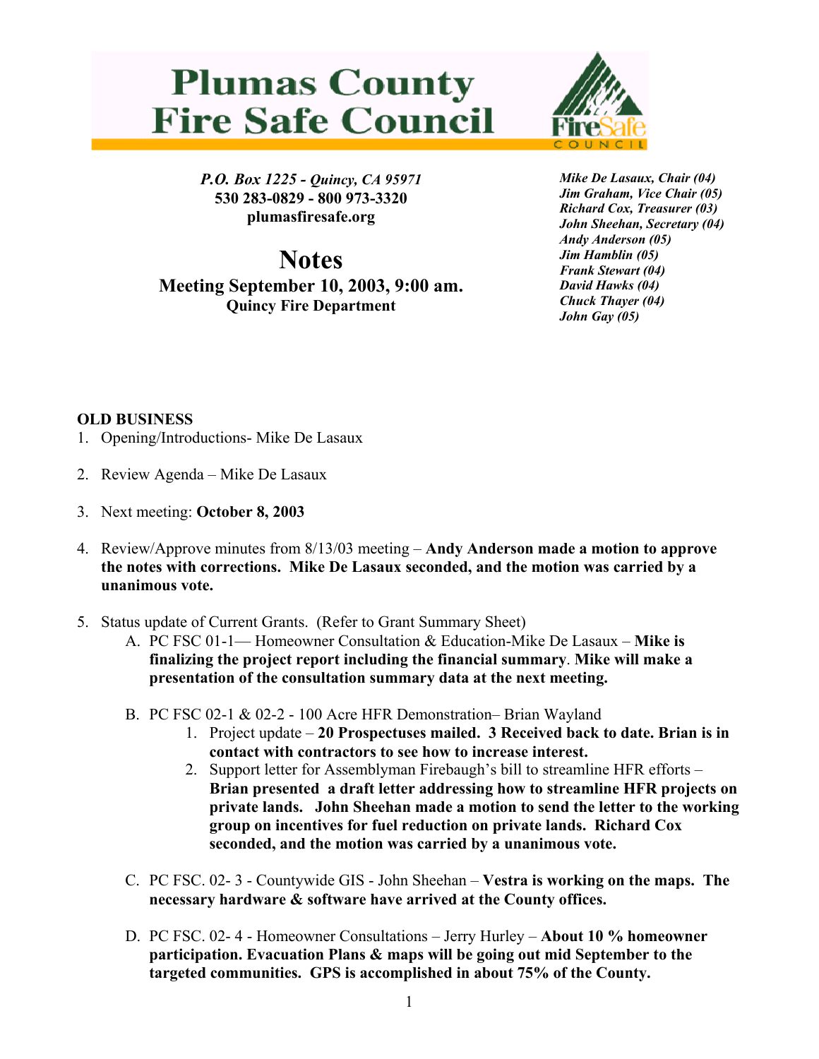# Plumas County Fire Safe Council

*P.O. Box 1225 - Quincy, CA 95971*
**530 283-0829 - 800 973-3320**
**plumasfiresafe.org**

***Mike De Lasaux, Chair (04)***
***Jim Graham, Vice Chair (05)***
***Richard Cox, Treasurer (03)***
***John Sheehan, Secretary (04)***
***Andy Anderson (05)***
***Jim Hamblin (05)***
***Frank Stewart (04)***
***David Hawks (04)***
***Chuck Thayer (04)***
***John Gay (05)***

## Notes

### Meeting September 10, 2003, 9:00 am.

**Quincy Fire Department**

**OLD BUSINESS**

1. Opening/Introductions- Mike De Lasaux

2. Review Agenda – Mike De Lasaux

3. Next meeting: **October 8, 2003**

4. Review/Approve minutes from 8/13/03 meeting – **Andy Anderson made a motion to approve the notes with corrections. Mike De Lasaux seconded, and the motion was carried by a unanimous vote.**

5. Status update of Current Grants. (Refer to Grant Summary Sheet)
   A. PC FSC 01-1— Homeowner Consultation & Education-Mike De Lasaux – **Mike is finalizing the project report including the financial summary**. **Mike will make a presentation of the consultation summary data at the next meeting.**

   B. PC FSC 02-1 & 02-2 - 100 Acre HFR Demonstration– Brian Wayland
      1. Project update – **20 Prospectuses mailed. 3 Received back to date. Brian is in contact with contractors to see how to increase interest.**
      2. Support letter for Assemblyman Firebaugh's bill to streamline HFR efforts – **Brian presented a draft letter addressing how to streamline HFR projects on private lands. John Sheehan made a motion to send the letter to the working group on incentives for fuel reduction on private lands. Richard Cox seconded, and the motion was carried by a unanimous vote.**

   C. PC FSC. 02- 3 - Countywide GIS - John Sheehan – **Vestra is working on the maps. The necessary hardware & software have arrived at the County offices.**

   D. PC FSC. 02- 4 - Homeowner Consultations – Jerry Hurley – **About 10 % homeowner participation. Evacuation Plans & maps will be going out mid September to the targeted communities. GPS is accomplished in about 75% of the County.**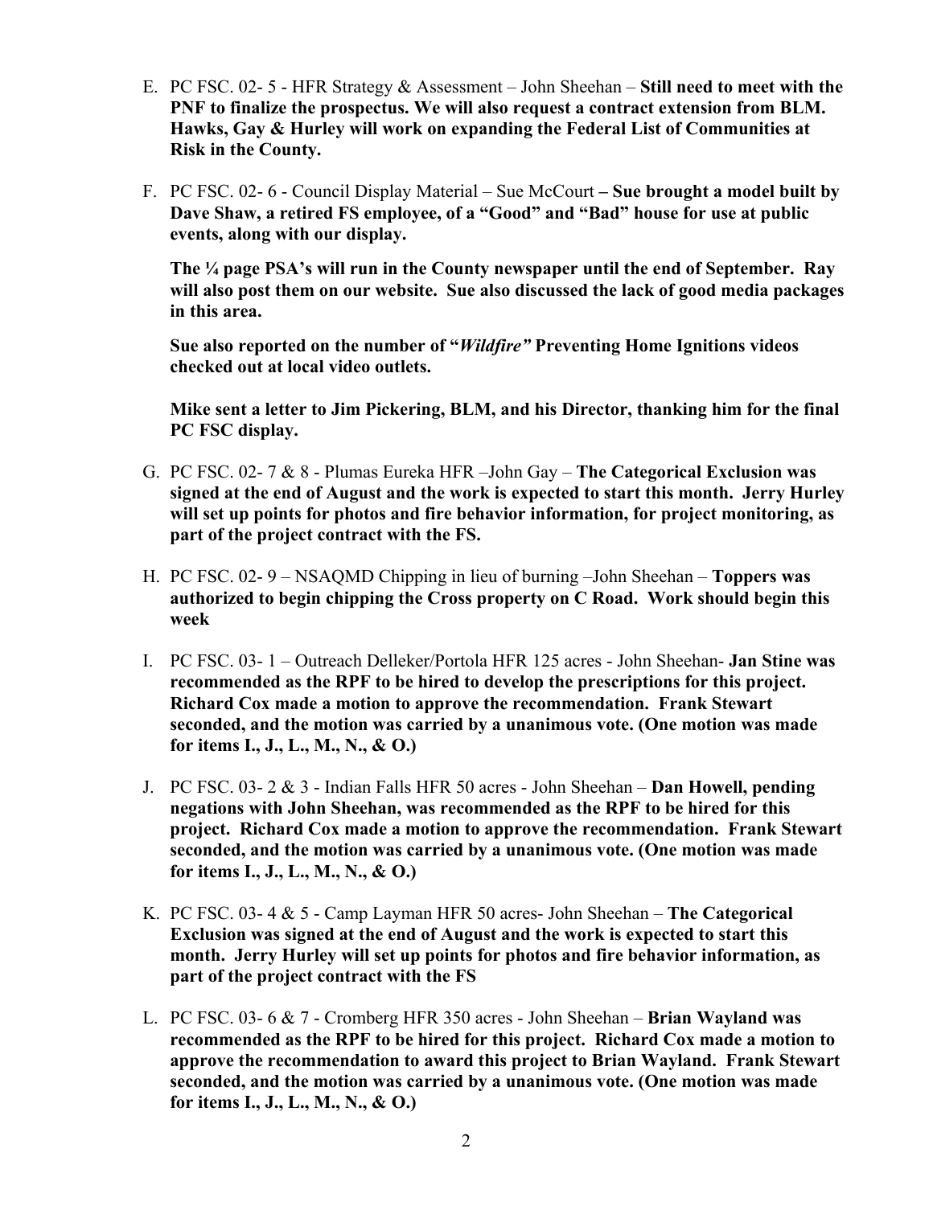E. PC FSC. 02- 5 - HFR Strategy & Assessment – John Sheehan – **Still need to meet with the PNF to finalize the prospectus. We will also request a contract extension from BLM. Hawks, Gay & Hurley will work on expanding the Federal List of Communities at Risk in the County.**

F. PC FSC. 02- 6 - Council Display Material – Sue McCourt **– Sue brought a model built by Dave Shaw, a retired FS employee, of a "Good" and "Bad" house for use at public events, along with our display.**

   **The ¼ page PSA's will run in the County newspaper until the end of September. Ray will also post them on our website. Sue also discussed the lack of good media packages in this area.**

   **Sue also reported on the number of "*Wildfire"* Preventing Home Ignitions videos checked out at local video outlets.**

   **Mike sent a letter to Jim Pickering, BLM, and his Director, thanking him for the final PC FSC display.**

G. PC FSC. 02- 7 & 8 - Plumas Eureka HFR –John Gay – **The Categorical Exclusion was signed at the end of August and the work is expected to start this month. Jerry Hurley will set up points for photos and fire behavior information, for project monitoring, as part of the project contract with the FS.**

H. PC FSC. 02- 9 – NSAQMD Chipping in lieu of burning –John Sheehan – **Toppers was authorized to begin chipping the Cross property on C Road. Work should begin this week**

I. PC FSC. 03- 1 – Outreach Delleker/Portola HFR 125 acres - John Sheehan- **Jan Stine was recommended as the RPF to be hired to develop the prescriptions for this project. Richard Cox made a motion to approve the recommendation. Frank Stewart seconded, and the motion was carried by a unanimous vote. (One motion was made for items I., J., L., M., N., & O.)**

J. PC FSC. 03- 2 & 3 - Indian Falls HFR 50 acres - John Sheehan – **Dan Howell, pending negations with John Sheehan, was recommended as the RPF to be hired for this project. Richard Cox made a motion to approve the recommendation. Frank Stewart seconded, and the motion was carried by a unanimous vote. (One motion was made for items I., J., L., M., N., & O.)**

K. PC FSC. 03- 4 & 5 - Camp Layman HFR 50 acres- John Sheehan – **The Categorical Exclusion was signed at the end of August and the work is expected to start this month. Jerry Hurley will set up points for photos and fire behavior information, as part of the project contract with the FS**

L. PC FSC. 03- 6 & 7 - Cromberg HFR 350 acres - John Sheehan – **Brian Wayland was recommended as the RPF to be hired for this project. Richard Cox made a motion to approve the recommendation to award this project to Brian Wayland. Frank Stewart seconded, and the motion was carried by a unanimous vote. (One motion was made for items I., J., L., M., N., & O.)**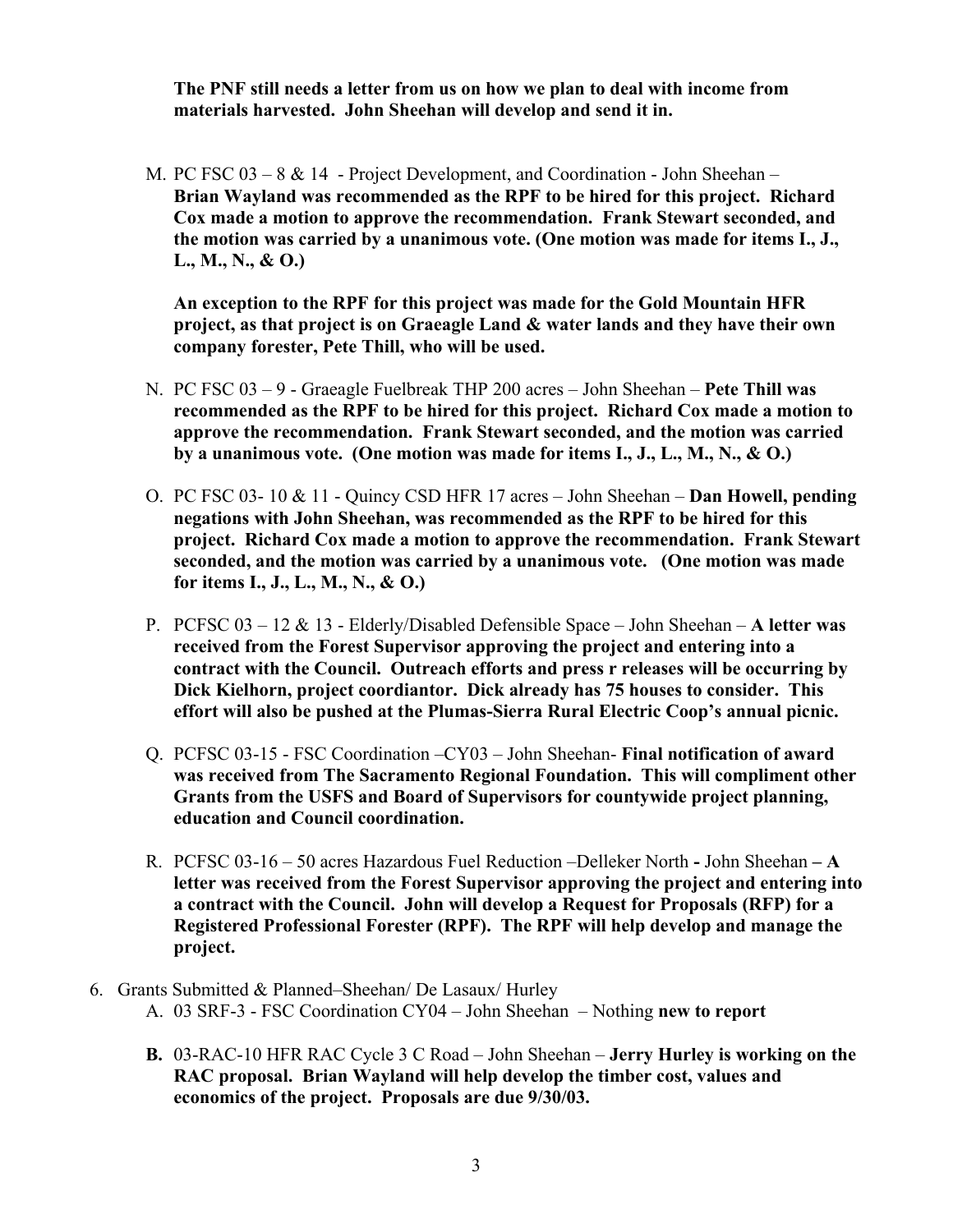**The PNF still needs a letter from us on how we plan to deal with income from materials harvested. John Sheehan will develop and send it in.**

M. PC FSC 03 – 8 & 14 - Project Development, and Coordination - John Sheehan – **Brian Wayland was recommended as the RPF to be hired for this project. Richard Cox made a motion to approve the recommendation. Frank Stewart seconded, and the motion was carried by a unanimous vote. (One motion was made for items I., J., L., M., N., & O.)**

   **An exception to the RPF for this project was made for the Gold Mountain HFR project, as that project is on Graeagle Land & water lands and they have their own company forester, Pete Thill, who will be used.**

N. PC FSC 03 – 9 - Graeagle Fuelbreak THP 200 acres – John Sheehan – **Pete Thill was recommended as the RPF to be hired for this project. Richard Cox made a motion to approve the recommendation. Frank Stewart seconded, and the motion was carried by a unanimous vote. (One motion was made for items I., J., L., M., N., & O.)**

O. PC FSC 03- 10 & 11 - Quincy CSD HFR 17 acres – John Sheehan – **Dan Howell, pending negations with John Sheehan, was recommended as the RPF to be hired for this project. Richard Cox made a motion to approve the recommendation. Frank Stewart seconded, and the motion was carried by a unanimous vote. (One motion was made for items I., J., L., M., N., & O.)**

P. PCFSC 03 – 12 & 13 - Elderly/Disabled Defensible Space – John Sheehan – **A letter was received from the Forest Supervisor approving the project and entering into a contract with the Council. Outreach efforts and press r releases will be occurring by Dick Kielhorn, project coordiantor. Dick already has 75 houses to consider. This effort will also be pushed at the Plumas-Sierra Rural Electric Coop's annual picnic.**

Q. PCFSC 03-15 - FSC Coordination –CY03 – John Sheehan- **Final notification of award was received from The Sacramento Regional Foundation. This will compliment other Grants from the USFS and Board of Supervisors for countywide project planning, education and Council coordination.**

R. PCFSC 03-16 – 50 acres Hazardous Fuel Reduction –Delleker North **-** John Sheehan **– A letter was received from the Forest Supervisor approving the project and entering into a contract with the Council. John will develop a Request for Proposals (RFP) for a Registered Professional Forester (RPF). The RPF will help develop and manage the project.**

6. Grants Submitted & Planned–Sheehan/ De Lasaux/ Hurley
   A. 03 SRF-3 - FSC Coordination CY04 – John Sheehan – Nothing **new to report**

   **B.** 03-RAC-10 HFR RAC Cycle 3 C Road – John Sheehan – **Jerry Hurley is working on the RAC proposal. Brian Wayland will help develop the timber cost, values and economics of the project. Proposals are due 9/30/03.**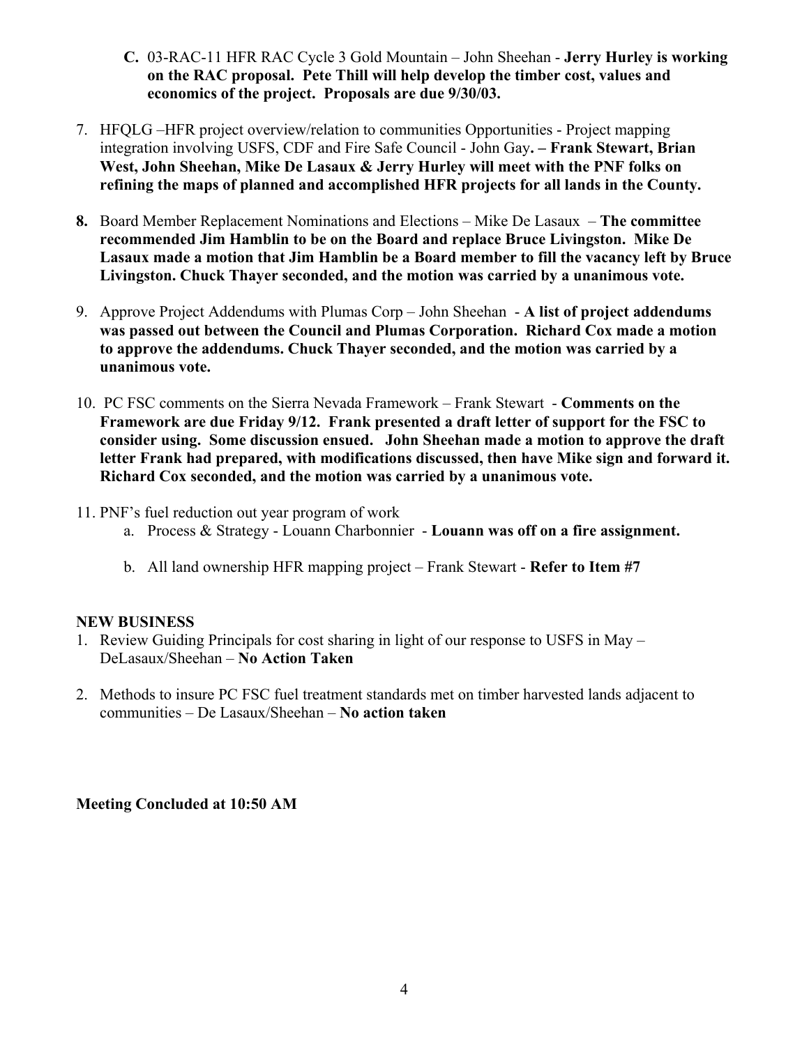C. 03-RAC-11 HFR RAC Cycle 3 Gold Mountain – John Sheehan - **Jerry Hurley is working on the RAC proposal. Pete Thill will help develop the timber cost, values and economics of the project. Proposals are due 9/30/03.**

7. HFQLG –HFR project overview/relation to communities Opportunities - Project mapping integration involving USFS, CDF and Fire Safe Council - John Gay**. – Frank Stewart, Brian West, John Sheehan, Mike De Lasaux & Jerry Hurley will meet with the PNF folks on refining the maps of planned and accomplished HFR projects for all lands in the County.**

8. Board Member Replacement Nominations and Elections – Mike De Lasaux – **The committee recommended Jim Hamblin to be on the Board and replace Bruce Livingston. Mike De Lasaux made a motion that Jim Hamblin be a Board member to fill the vacancy left by Bruce Livingston. Chuck Thayer seconded, and the motion was carried by a unanimous vote.**

9. Approve Project Addendums with Plumas Corp – John Sheehan - **A list of project addendums was passed out between the Council and Plumas Corporation. Richard Cox made a motion to approve the addendums. Chuck Thayer seconded, and the motion was carried by a unanimous vote.**

10. PC FSC comments on the Sierra Nevada Framework – Frank Stewart - **Comments on the Framework are due Friday 9/12. Frank presented a draft letter of support for the FSC to consider using. Some discussion ensued. John Sheehan made a motion to approve the draft letter Frank had prepared, with modifications discussed, then have Mike sign and forward it. Richard Cox seconded, and the motion was carried by a unanimous vote.**

11. PNF's fuel reduction out year program of work
    a. Process & Strategy - Louann Charbonnier - **Louann was off on a fire assignment.**

    b. All land ownership HFR mapping project – Frank Stewart - **Refer to Item #7**

**NEW BUSINESS**

1. Review Guiding Principals for cost sharing in light of our response to USFS in May – DeLasaux/Sheehan – **No Action Taken**

2. Methods to insure PC FSC fuel treatment standards met on timber harvested lands adjacent to communities – De Lasaux/Sheehan – **No action taken**

**Meeting Concluded at 10:50 AM**